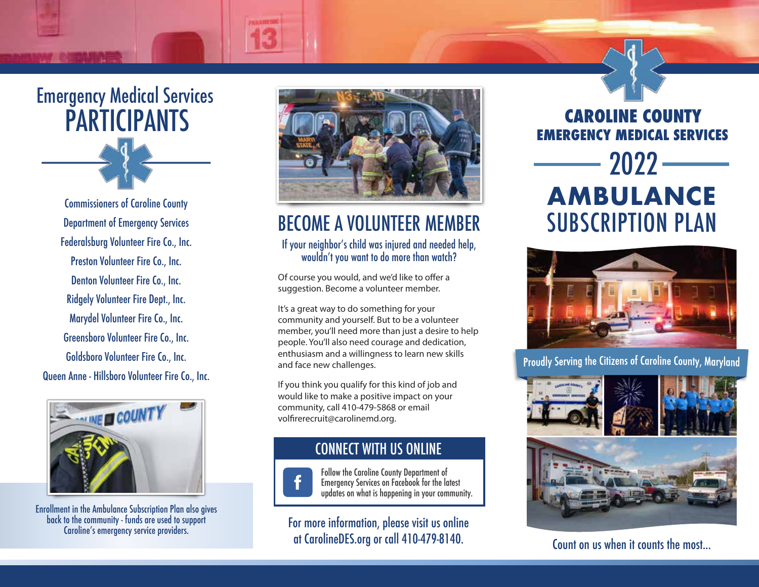# Emergency Medical Services PARTICIPANTS

Commissioners of Caroline County

Department of Emergency Services

Federalsburg Volunteer Fire Co., Inc.

Preston Volunteer Fire Co., Inc.

Denton Volunteer Fire Co., Inc.

Ridgely Volunteer Fire Dept., Inc.

Marydel Volunteer Fire Co., Inc.

Greensboro Volunteer Fire Co., Inc.

Goldsboro Volunteer Fire Co., Inc.

Queen Anne - Hillsboro Volunteer Fire Co., Inc.

Enrollment in the Ambulance Subscription Plan also gives back to the community - funds are used to support Caroline's emergency service providers.

## BECOME A VOLUNTEER MEMBER

### If your neighbor's child was injured and needed help, wouldn't you want to do more than watch?

Of course you would, and we'd like to offer a suggestion. Become a volunteer member.

It's a great way to do something for your community and yourself. But to be a volunteer member, you'll need more than just a desire to help people. You'll also need courage and dedication, enthusiasm and a willingness to learn new skills and face new challenges.

If you think you qualify for this kind of job and would like to make a positive impact on your community, call 410-479-5868 or email volfirerecruit@carolinemd.org.

## CONNECT WITH US ONLINE

Follow the Caroline County Department of Emergency Services on Facebook for the latest updates on what is happening in your community.

For more information, please visit us online at CarolineDES.org or call 410-479-8140.

# CAROLINE COUNTY EMERGENCY MEDICAL SERVICES

# 2022 AMBULANCE SUBSCRIPTION PLAN

Proudly Serving the Citizens of Caroline County, Maryland

Count on us when it counts the most...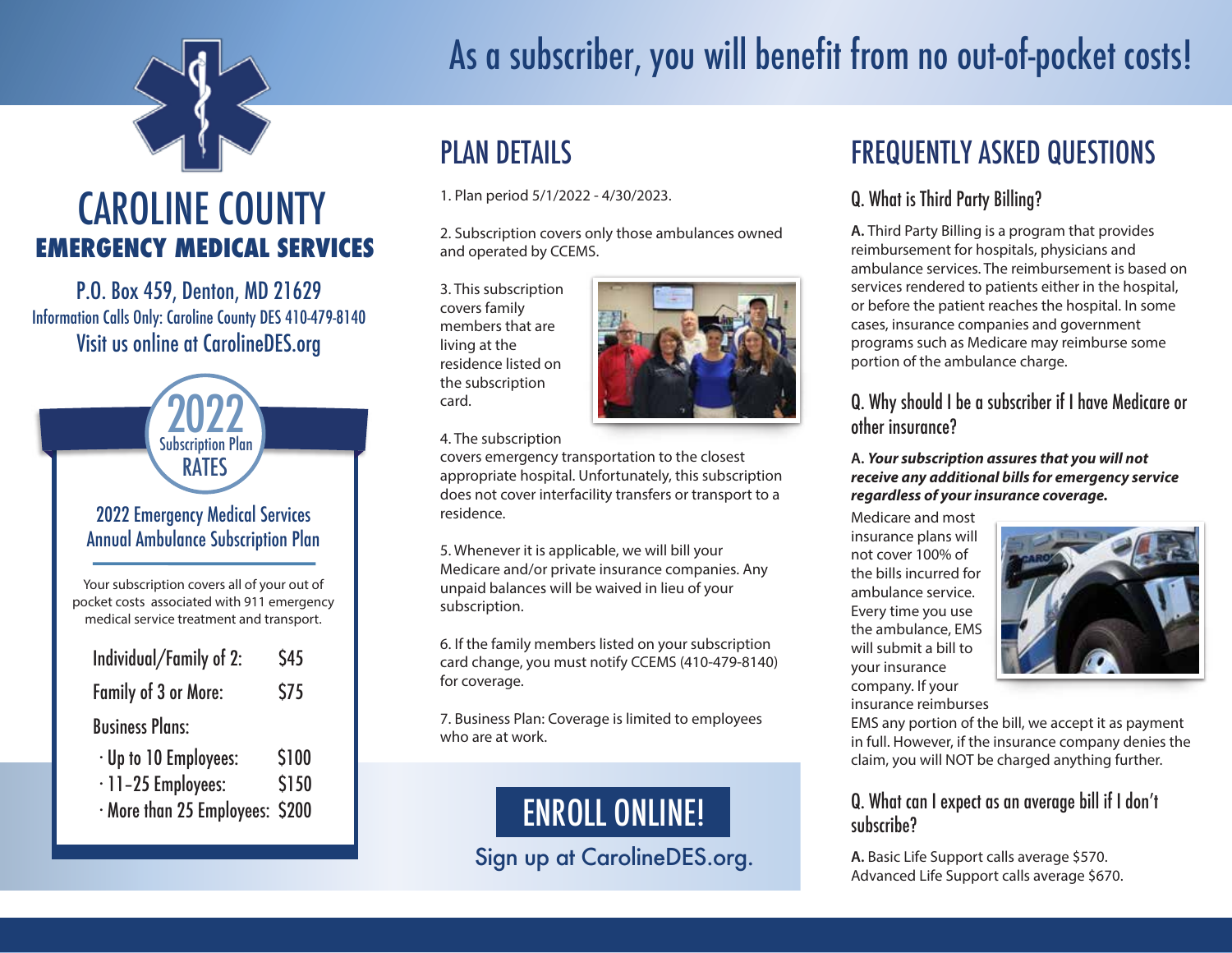# As a subscriber, you will benefit from no out-of-pocket costs!

# CAROLINE COUNTY
## EMERGENCY MEDICAL SERVICES

P.O. Box 459, Denton, MD 21629
Information Calls Only: Caroline County DES 410-479-8140
Visit us online at CarolineDES.org

### 2022 Subscription Plan RATES

### 2022 Emergency Medical Services Annual Ambulance Subscription Plan

Your subscription covers all of your out of pocket costs associated with 911 emergency medical service treatment and transport.

| | |
|---|---|
| Individual/Family of 2: | $45 |
| Family of 3 or More: | $75 |
| Business Plans: | |
| · Up to 10 Employees: | $100 |
| · 11-25 Employees: | $150 |
| · More than 25 Employees: | $200 |

## PLAN DETAILS

1. Plan period 5/1/2022 - 4/30/2023.

2. Subscription covers only those ambulances owned and operated by CCEMS.

3. This subscription covers family members that are living at the residence listed on the subscription card.

4. The subscription covers emergency transportation to the closest appropriate hospital. Unfortunately, this subscription does not cover interfacility transfers or transport to a residence.

5. Whenever it is applicable, we will bill your Medicare and/or private insurance companies. Any unpaid balances will be waived in lieu of your subscription.

6. If the family members listed on your subscription card change, you must notify CCEMS (410-479-8140) for coverage.

7. Business Plan: Coverage is limited to employees who are at work.

## ENROLL ONLINE!

Sign up at CarolineDES.org.

## FREQUENTLY ASKED QUESTIONS

### Q. What is Third Party Billing?

**A.** Third Party Billing is a program that provides reimbursement for hospitals, physicians and ambulance services. The reimbursement is based on services rendered to patients either in the hospital, or before the patient reaches the hospital. In some cases, insurance companies and government programs such as Medicare may reimburse some portion of the ambulance charge.

### Q. Why should I be a subscriber if I have Medicare or other insurance?

**A. *Your subscription assures that you will not receive any additional bills for emergency service regardless of your insurance coverage.***

Medicare and most insurance plans will not cover 100% of the bills incurred for ambulance service. Every time you use the ambulance, EMS will submit a bill to your insurance company. If your insurance reimburses EMS any portion of the bill, we accept it as payment in full. However, if the insurance company denies the claim, you will NOT be charged anything further.

### Q. What can I expect as an average bill if I don't subscribe?

**A.** Basic Life Support calls average $570.
Advanced Life Support calls average $670.